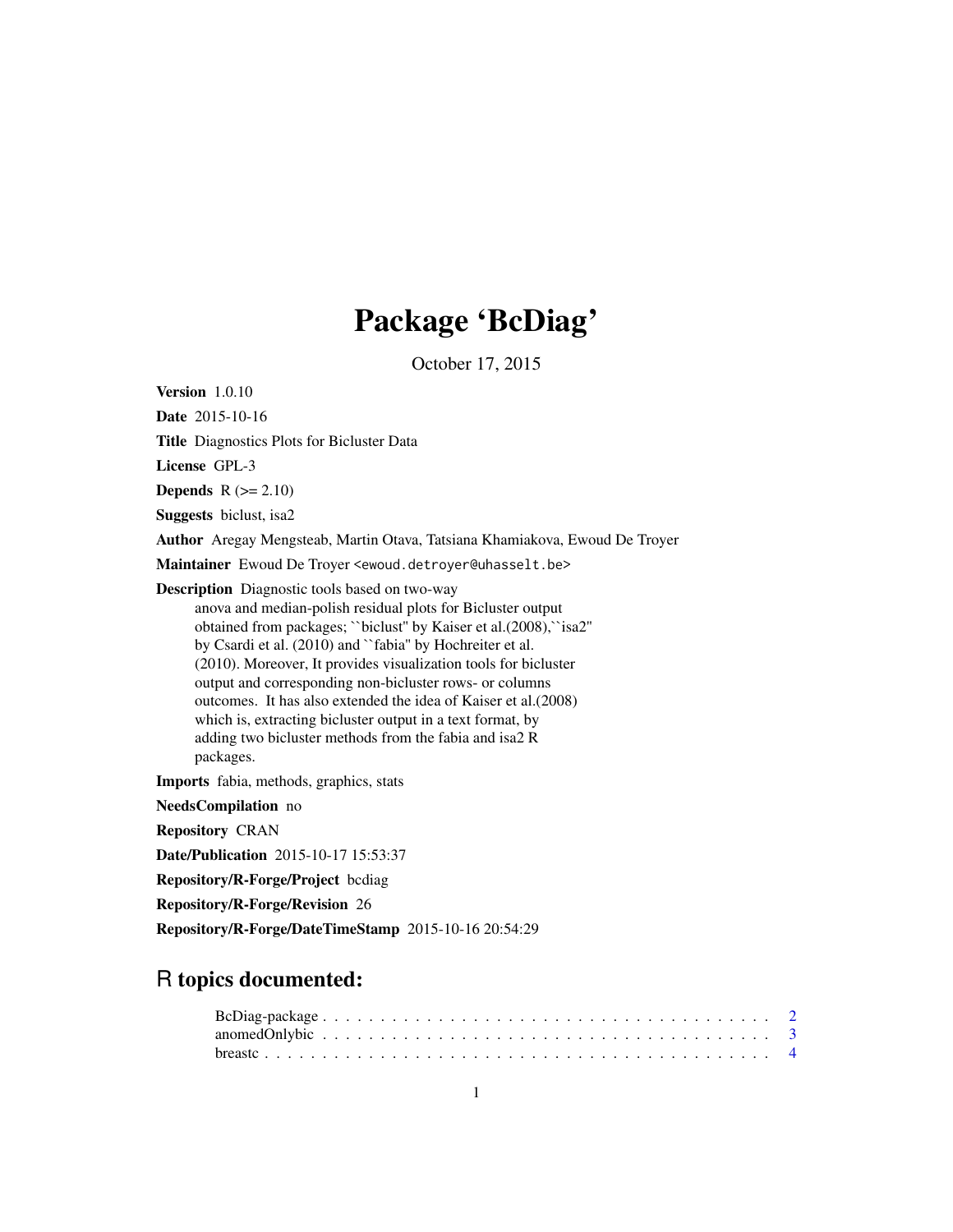# Package 'BcDiag'

October 17, 2015

**Version** 1.0.10

**Date** 2015-10-16

**Title** Diagnostics Plots for Bicluster Data

**License** GPL-3

**Depends** R (>= 2.10)

**Suggests** biclust, isa2

**Author** Aregay Mengsteab, Martin Otava, Tatsiana Khamiakova, Ewoud De Troyer

**Maintainer** Ewoud De Troyer <ewoud.detroyer@uhasselt.be>

**Description** Diagnostic tools based on two-way anova and median-polish residual plots for Bicluster output obtained from packages; ``biclust'' by Kaiser et al.(2008),``isa2'' by Csardi et al. (2010) and ``fabia'' by Hochreiter et al. (2010). Moreover, It provides visualization tools for bicluster output and corresponding non-bicluster rows- or columns outcomes. It has also extended the idea of Kaiser et al.(2008) which is, extracting bicluster output in a text format, by adding two bicluster methods from the fabia and isa2 R packages.

**Imports** fabia, methods, graphics, stats

**NeedsCompilation** no

**Repository** CRAN

**Date/Publication** 2015-10-17 15:53:37

**Repository/R-Forge/Project** bcdiag

**Repository/R-Forge/Revision** 26

**Repository/R-Forge/DateTimeStamp** 2015-10-16 20:54:29

## R topics documented:

BcDiag-package . . . . . . . . . . . . . . . . . . . . . . . . . . . . . . . . . . . . . . 2
anomedOnlybic . . . . . . . . . . . . . . . . . . . . . . . . . . . . . . . . . . . . . . 3
breastc . . . . . . . . . . . . . . . . . . . . . . . . . . . . . . . . . . . . . . . . . . 4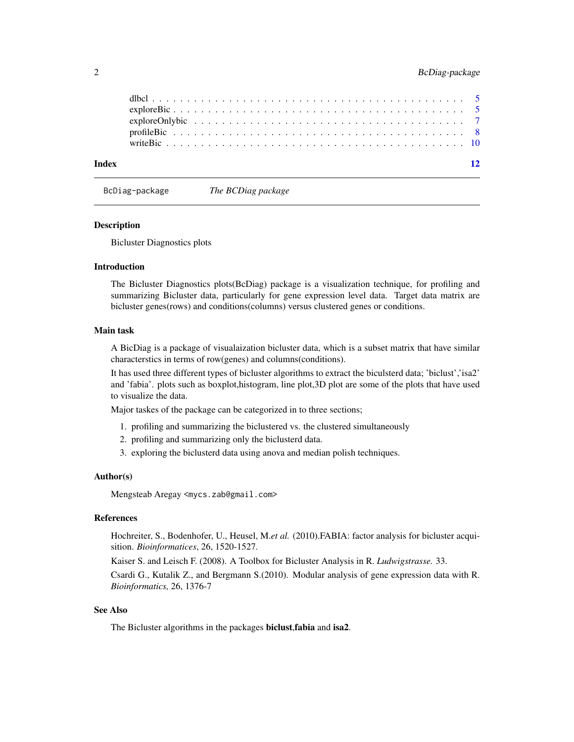| | |
|---|---|
| dlbcl | 5 |
| exploreBic | 5 |
| exploreOnlybic | 7 |
| profileBic | 8 |
| writeBic | 10 |
| **Index** | **12** |

---

BcDiag-package *The BCDiag package*

---

### Description

Bicluster Diagnostics plots

### Introduction

The Bicluster Diagnostics plots(BcDiag) package is a visualization technique, for profiling and summarizing Bicluster data, particularly for gene expression level data. Target data matrix are bicluster genes(rows) and conditions(columns) versus clustered genes or conditions.

### Main task

A BicDiag is a package of visualaization bicluster data, which is a subset matrix that have similar characterstics in terms of row(genes) and columns(conditions).

It has used three different types of bicluster algorithms to extract the biculsterd data; 'biclust','isa2' and 'fabia'. plots such as boxplot,histogram, line plot,3D plot are some of the plots that have used to visualize the data.

Major taskes of the package can be categorized in to three sections;

1. profiling and summarizing the biclustered vs. the clustered simultaneously
2. profiling and summarizing only the biclusterd data.
3. exploring the biclusterd data using anova and median polish techniques.

### Author(s)

Mengsteab Aregay <mycs.zab@gmail.com>

### References

Hochreiter, S., Bodenhofer, U., Heusel, M.*et al.* (2010).FABIA: factor analysis for bicluster acquisition. *Bioinformatices*, 26, 1520-1527.

Kaiser S. and Leisch F. (2008). A Toolbox for Bicluster Analysis in R. *Ludwigstrasse.* 33.

Csardi G., Kutalik Z., and Bergmann S.(2010). Modular analysis of gene expression data with R. *Bioinformatics,* 26, 1376-7

### See Also

The Bicluster algorithms in the packages **biclust**,**fabia** and **isa2**.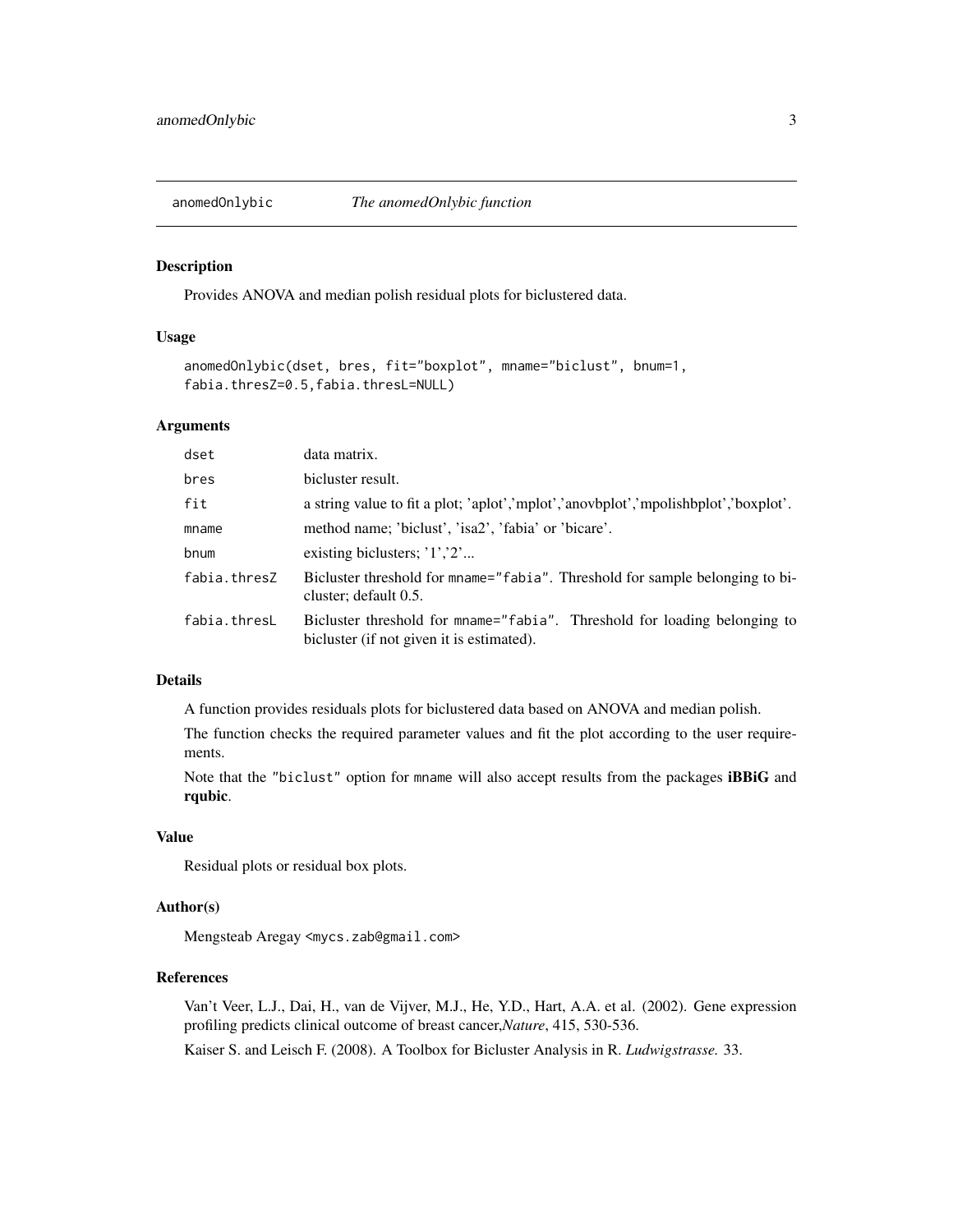# anomedOnlybic — *The anomedOnlybic function*

## Description

Provides ANOVA and median polish residual plots for biclustered data.

## Usage

```
anomedOnlybic(dset, bres, fit="boxplot", mname="biclust", bnum=1,
fabia.thresZ=0.5,fabia.thresL=NULL)
```

## Arguments

| | |
|---|---|
| dset | data matrix. |
| bres | bicluster result. |
| fit | a string value to fit a plot; 'aplot','mplot','anovbplot','mpolishbplot','boxplot'. |
| mname | method name; 'biclust', 'isa2', 'fabia' or 'bicare'. |
| bnum | existing biclusters; '1','2'... |
| fabia.thresZ | Bicluster threshold for `mname="fabia"`. Threshold for sample belonging to bicluster; default 0.5. |
| fabia.thresL | Bicluster threshold for `mname="fabia"`. Threshold for loading belonging to bicluster (if not given it is estimated). |

## Details

A function provides residuals plots for biclustered data based on ANOVA and median polish.

The function checks the required parameter values and fit the plot according to the user requirements.

Note that the "biclust" option for `mname` will also accept results from the packages **iBBiG** and **rqubic**.

## Value

Residual plots or residual box plots.

## Author(s)

Mengsteab Aregay <mycs.zab@gmail.com>

## References

Van't Veer, L.J., Dai, H., van de Vijver, M.J., He, Y.D., Hart, A.A. et al. (2002). Gene expression profiling predicts clinical outcome of breast cancer,*Nature*, 415, 530-536.

Kaiser S. and Leisch F. (2008). A Toolbox for Bicluster Analysis in R. *Ludwigstrasse.* 33.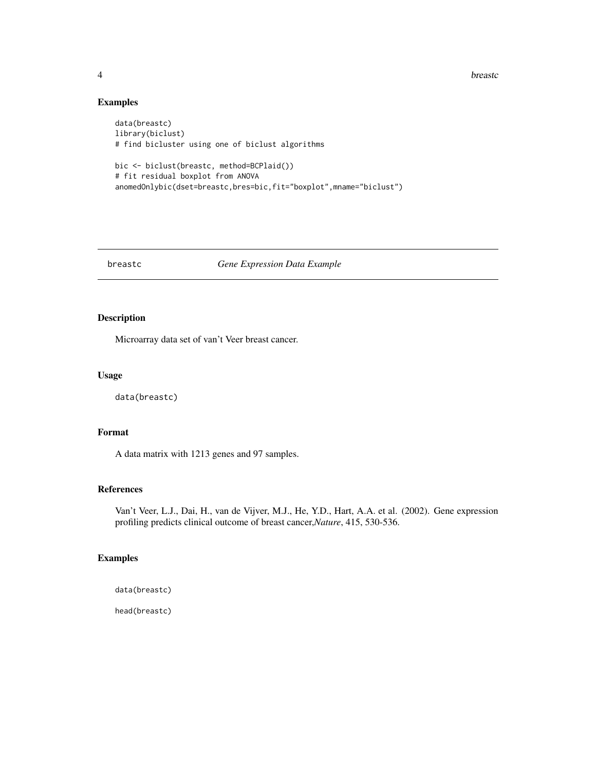## Examples

```
data(breastc)
library(biclust)
# find bicluster using one of biclust algorithms

bic <- biclust(breastc, method=BCPlaid())
# fit residual boxplot from ANOVA
anomedOnlybic(dset=breastc,bres=bic,fit="boxplot",mname="biclust")
```

---

# breastc — *Gene Expression Data Example*

---

## Description

Microarray data set of van't Veer breast cancer.

## Usage

```
data(breastc)
```

## Format

A data matrix with 1213 genes and 97 samples.

## References

Van't Veer, L.J., Dai, H., van de Vijver, M.J., He, Y.D., Hart, A.A. et al. (2002). Gene expression profiling predicts clinical outcome of breast cancer,*Nature*, 415, 530-536.

## Examples

```
data(breastc)

head(breastc)
```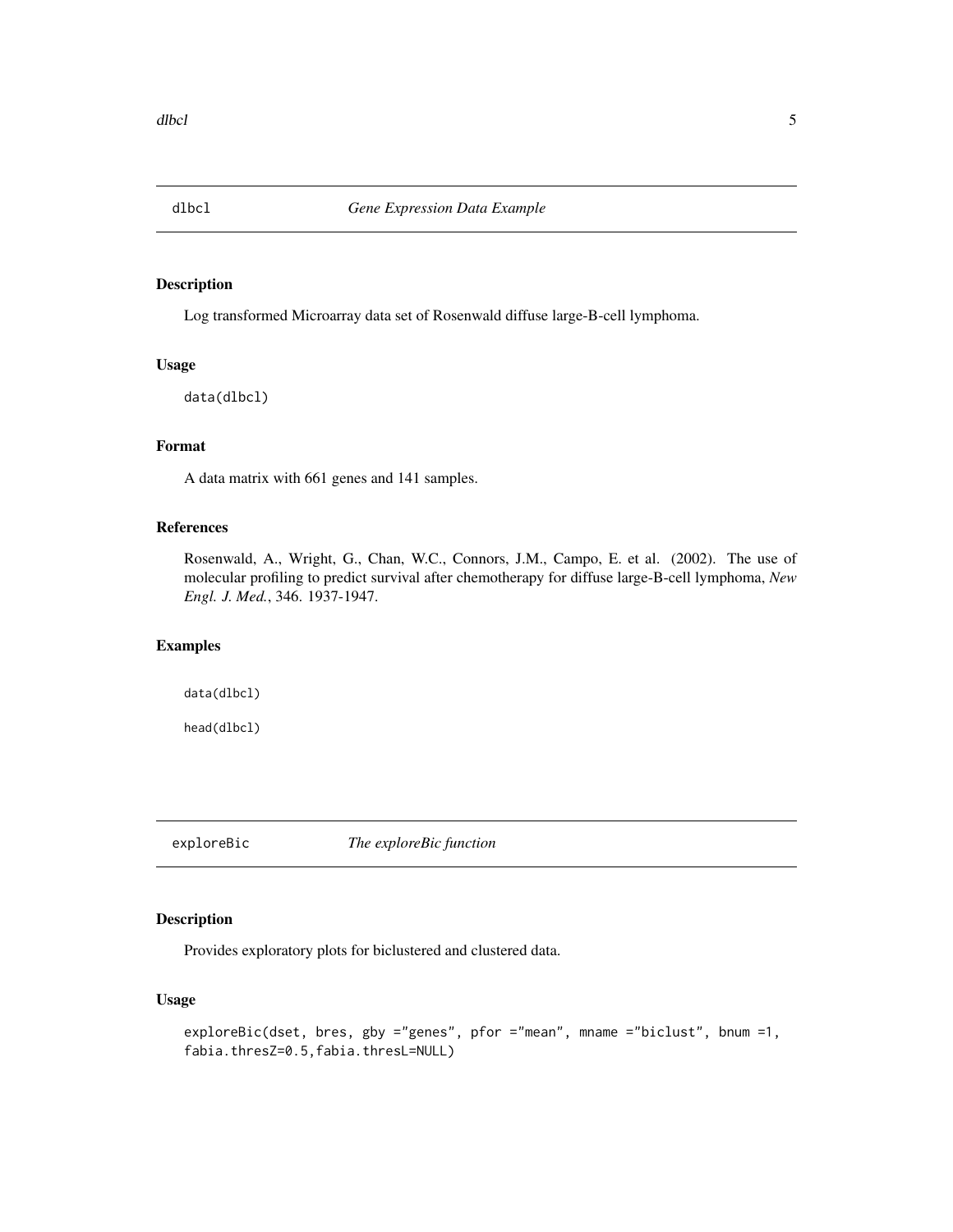# dlbcl — *Gene Expression Data Example*

## Description

Log transformed Microarray data set of Rosenwald diffuse large-B-cell lymphoma.

## Usage

```
data(dlbcl)
```

## Format

A data matrix with 661 genes and 141 samples.

## References

Rosenwald, A., Wright, G., Chan, W.C., Connors, J.M., Campo, E. et al. (2002). The use of molecular profiling to predict survival after chemotherapy for diffuse large-B-cell lymphoma, *New Engl. J. Med.*, 346. 1937-1947.

## Examples

```
data(dlbcl)

head(dlbcl)
```

# exploreBic — *The exploreBic function*

## Description

Provides exploratory plots for biclustered and clustered data.

## Usage

```
exploreBic(dset, bres, gby ="genes", pfor ="mean", mname ="biclust", bnum =1,
fabia.thresZ=0.5,fabia.thresL=NULL)
```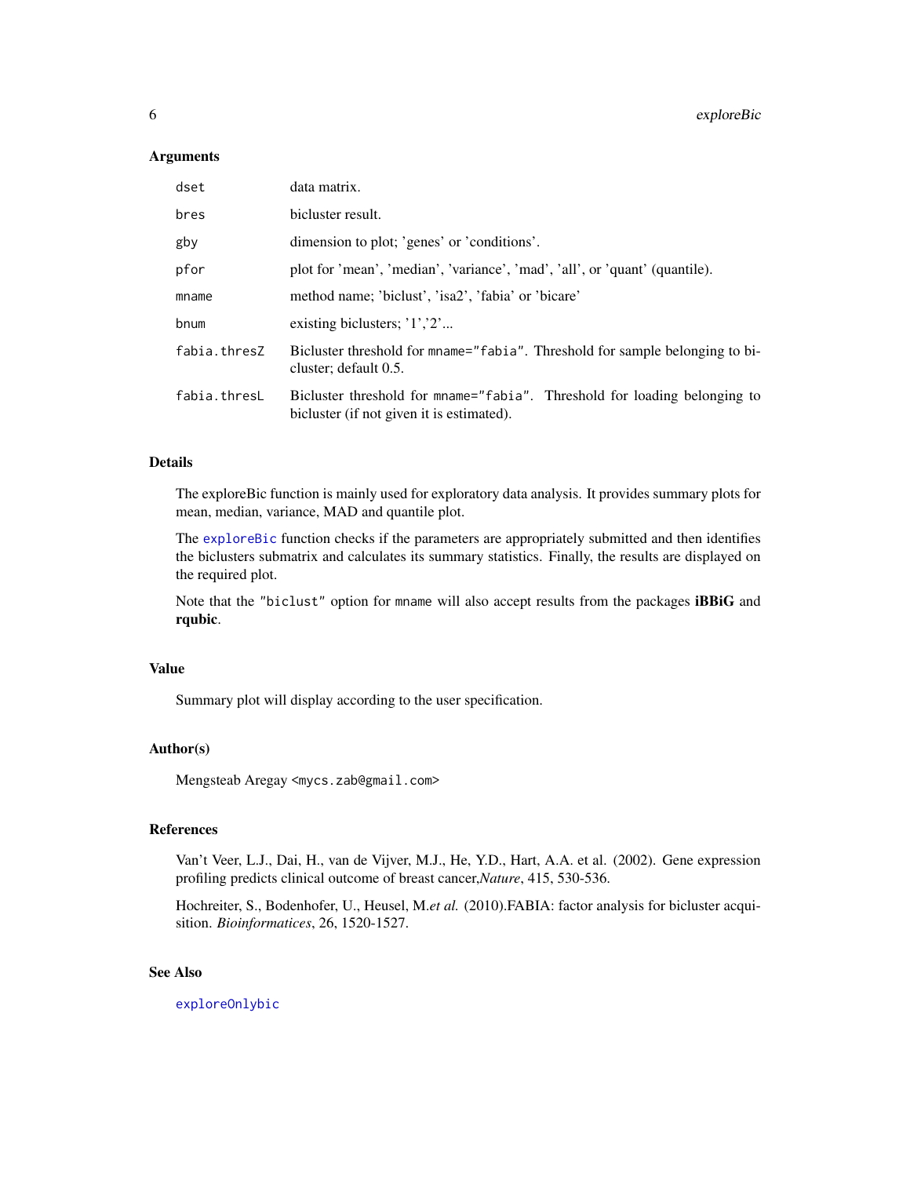### Arguments

| | |
|---|---|
| `dset` | data matrix. |
| `bres` | bicluster result. |
| `gby` | dimension to plot; 'genes' or 'conditions'. |
| `pfor` | plot for 'mean', 'median', 'variance', 'mad', 'all', or 'quant' (quantile). |
| `mname` | method name; 'biclust', 'isa2', 'fabia' or 'bicare' |
| `bnum` | existing biclusters; '1','2'... |
| `fabia.thresZ` | Bicluster threshold for `mname="fabia"`. Threshold for sample belonging to bicluster; default 0.5. |
| `fabia.thresL` | Bicluster threshold for `mname="fabia"`. Threshold for loading belonging to bicluster (if not given it is estimated). |

### Details

The exploreBic function is mainly used for exploratory data analysis. It provides summary plots for mean, median, variance, MAD and quantile plot.

The `exploreBic` function checks if the parameters are appropriately submitted and then identifies the biclusters submatrix and calculates its summary statistics. Finally, the results are displayed on the required plot.

Note that the `"biclust"` option for `mname` will also accept results from the packages **iBBiG** and **rqubic**.

### Value

Summary plot will display according to the user specification.

### Author(s)

Mengsteab Aregay <`mycs.zab@gmail.com`>

### References

Van't Veer, L.J., Dai, H., van de Vijver, M.J., He, Y.D., Hart, A.A. et al. (2002). Gene expression profiling predicts clinical outcome of breast cancer,*Nature*, 415, 530-536.

Hochreiter, S., Bodenhofer, U., Heusel, M.*et al.* (2010).FABIA: factor analysis for bicluster acquisition. *Bioinformatices*, 26, 1520-1527.

### See Also

`exploreOnlybic`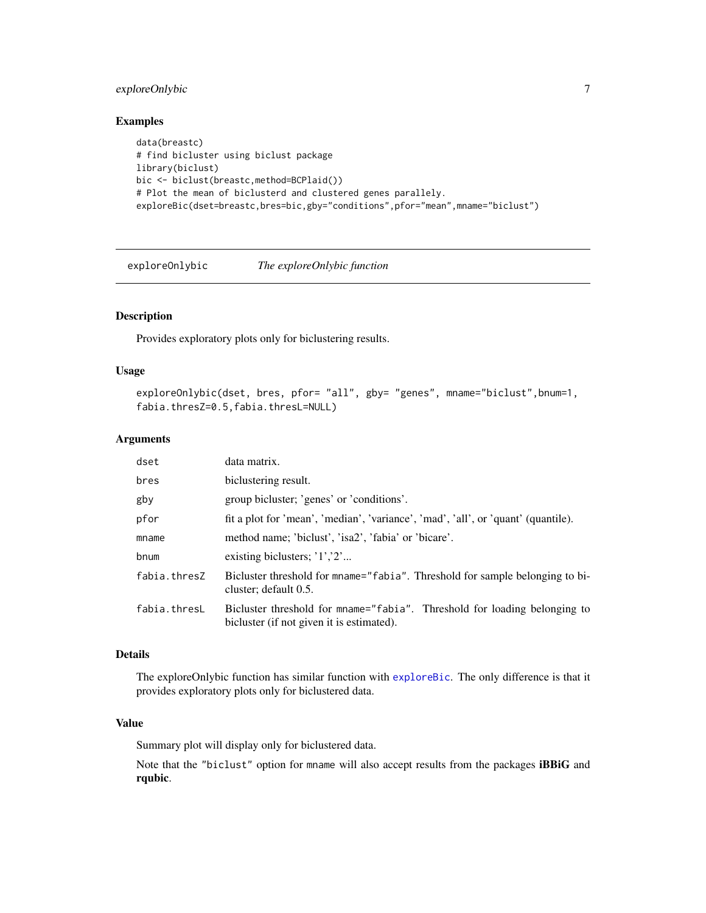### Examples

```
data(breastc)
# find bicluster using biclust package
library(biclust)
bic <- biclust(breastc,method=BCPlaid())
# Plot the mean of biclusterd and clustered genes parallely.
exploreBic(dset=breastc,bres=bic,gby="conditions",pfor="mean",mname="biclust")
```

---

## exploreOnlybic — *The exploreOnlybic function*

### Description

Provides exploratory plots only for biclustering results.

### Usage

```
exploreOnlybic(dset, bres, pfor= "all", gby= "genes", mname="biclust",bnum=1,
fabia.thresZ=0.5,fabia.thresL=NULL)
```

### Arguments

| | |
|---|---|
| `dset` | data matrix. |
| `bres` | biclustering result. |
| `gby` | group bicluster; 'genes' or 'conditions'. |
| `pfor` | fit a plot for 'mean', 'median', 'variance', 'mad', 'all', or 'quant' (quantile). |
| `mname` | method name; 'biclust', 'isa2', 'fabia' or 'bicare'. |
| `bnum` | existing biclusters; '1','2'... |
| `fabia.thresZ` | Bicluster threshold for `mname="fabia"`. Threshold for sample belonging to bicluster; default 0.5. |
| `fabia.thresL` | Bicluster threshold for `mname="fabia"`. Threshold for loading belonging to bicluster (if not given it is estimated). |

### Details

The exploreOnlybic function has similar function with `exploreBic`. The only difference is that it provides exploratory plots only for biclustered data.

### Value

Summary plot will display only for biclustered data.

Note that the `"biclust"` option for `mname` will also accept results from the packages **iBBiG** and **rqubic**.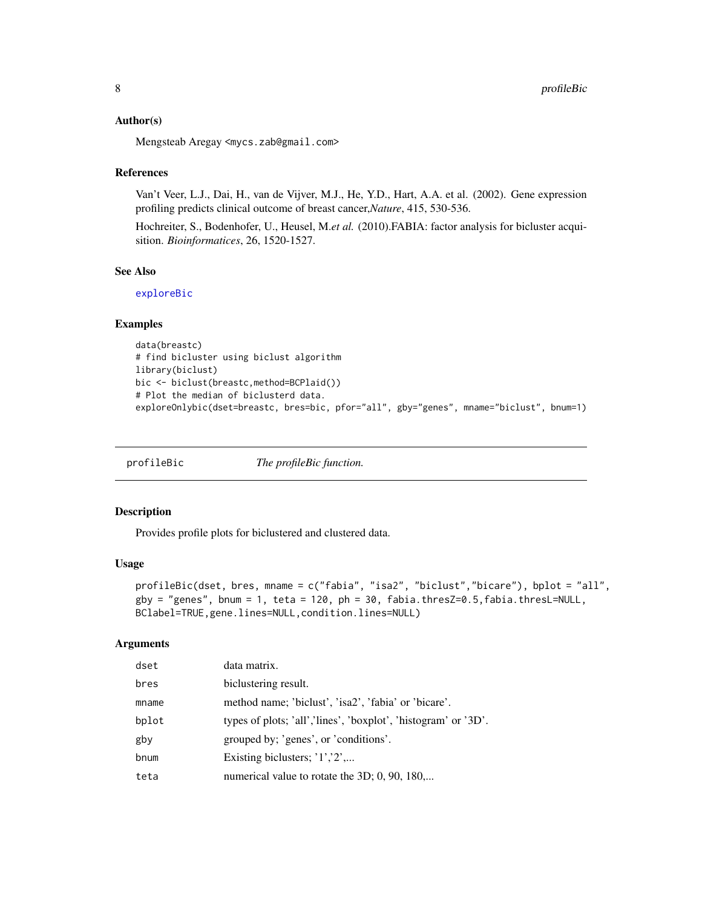### Author(s)

Mengsteab Aregay <mycs.zab@gmail.com>

### References

Van't Veer, L.J., Dai, H., van de Vijver, M.J., He, Y.D., Hart, A.A. et al. (2002). Gene expression profiling predicts clinical outcome of breast cancer,*Nature*, 415, 530-536.

Hochreiter, S., Bodenhofer, U., Heusel, M.*et al.* (2010).FABIA: factor analysis for bicluster acquisition. *Bioinformatices*, 26, 1520-1527.

### See Also

exploreBic

### Examples

```
data(breastc)
# find bicluster using biclust algorithm
library(biclust)
bic <- biclust(breastc,method=BCPlaid())
# Plot the median of biclusterd data.
exploreOnlybic(dset=breastc, bres=bic, pfor="all", gby="genes", mname="biclust", bnum=1)
```

---

## profileBic — *The profileBic function.*

### Description

Provides profile plots for biclustered and clustered data.

### Usage

```
profileBic(dset, bres, mname = c("fabia", "isa2", "biclust","bicare"), bplot = "all",
gby = "genes", bnum = 1, teta = 120, ph = 30, fabia.thresZ=0.5,fabia.thresL=NULL,
BClabel=TRUE,gene.lines=NULL,condition.lines=NULL)
```

### Arguments

| | |
|---|---|
| dset | data matrix. |
| bres | biclustering result. |
| mname | method name; 'biclust', 'isa2', 'fabia' or 'bicare'. |
| bplot | types of plots; 'all','lines', 'boxplot', 'histogram' or '3D'. |
| gby | grouped by; 'genes', or 'conditions'. |
| bnum | Existing biclusters; '1','2',... |
| teta | numerical value to rotate the 3D; 0, 90, 180,... |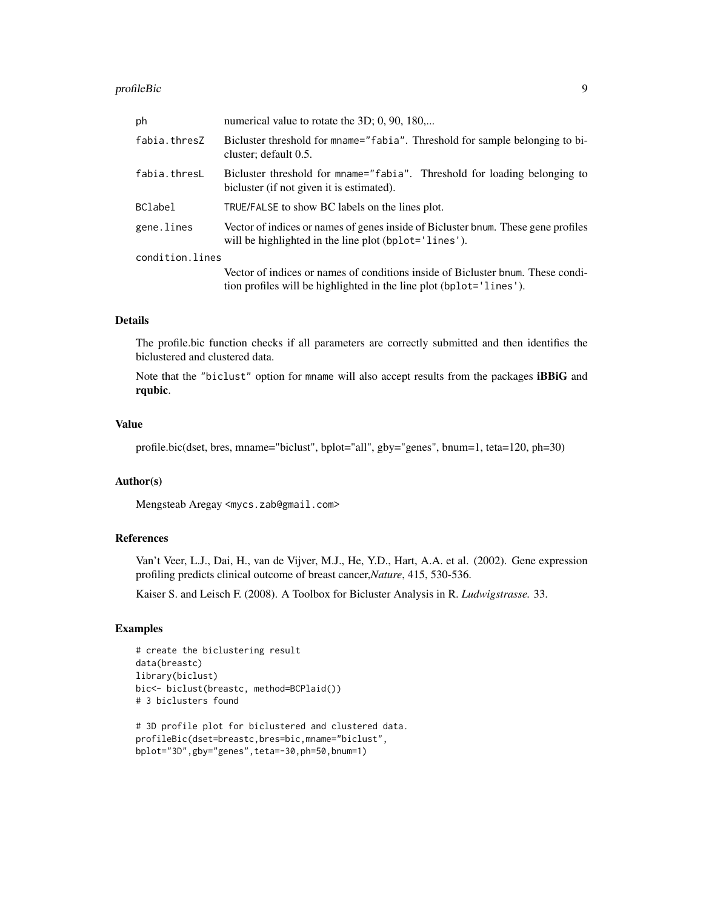| | |
|---|---|
| `ph` | numerical value to rotate the 3D; 0, 90, 180,... |
| `fabia.thresZ` | Bicluster threshold for `mname="fabia"`. Threshold for sample belonging to bicluster; default 0.5. |
| `fabia.thresL` | Bicluster threshold for `mname="fabia"`. Threshold for loading belonging to bicluster (if not given it is estimated). |
| `BClabel` | `TRUE`/`FALSE` to show BC labels on the lines plot. |
| `gene.lines` | Vector of indices or names of genes inside of Bicluster `bnum`. These gene profiles will be highlighted in the line plot (`bplot='lines'`). |
| `condition.lines` | Vector of indices or names of conditions inside of Bicluster `bnum`. These condition profiles will be highlighted in the line plot (`bplot='lines'`). |

## Details

The profile.bic function checks if all parameters are correctly submitted and then identifies the biclustered and clustered data.

Note that the `"biclust"` option for `mname` will also accept results from the packages **iBBiG** and **rqubic**.

## Value

profile.bic(dset, bres, mname="biclust", bplot="all", gby="genes", bnum=1, teta=120, ph=30)

## Author(s)

Mengsteab Aregay <mycs.zab@gmail.com>

## References

Van't Veer, L.J., Dai, H., van de Vijver, M.J., He, Y.D., Hart, A.A. et al. (2002). Gene expression profiling predicts clinical outcome of breast cancer,*Nature*, 415, 530-536.

Kaiser S. and Leisch F. (2008). A Toolbox for Bicluster Analysis in R. *Ludwigstrasse.* 33.

## Examples

```
# create the biclustering result
data(breastc)
library(biclust)
bic<- biclust(breastc, method=BCPlaid())
# 3 biclusters found

# 3D profile plot for biclustered and clustered data.
profileBic(dset=breastc,bres=bic,mname="biclust",
bplot="3D",gby="genes",teta=-30,ph=50,bnum=1)
```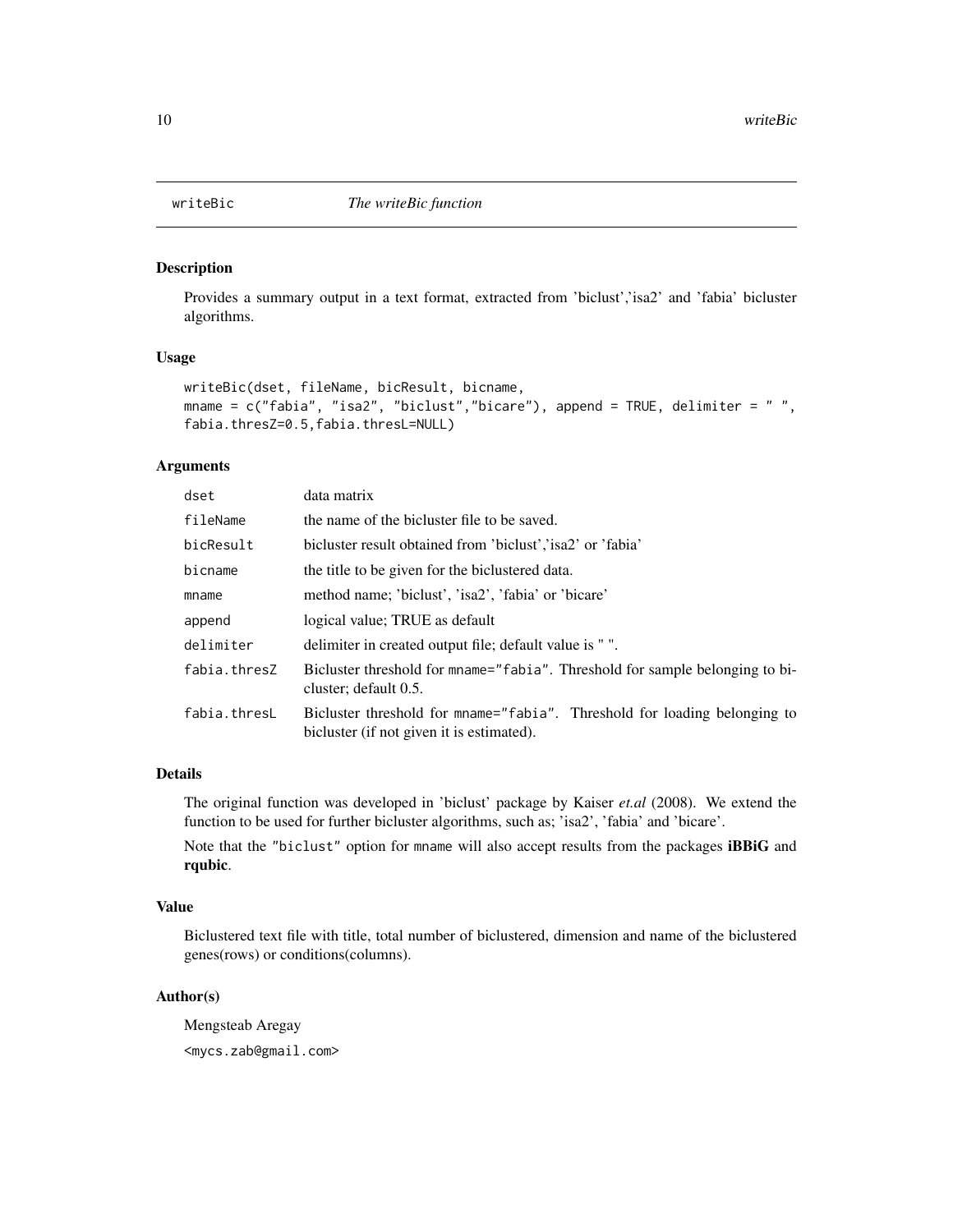## writeBic *The writeBic function*

### Description

Provides a summary output in a text format, extracted from 'biclust','isa2' and 'fabia' bicluster algorithms.

### Usage

```
writeBic(dset, fileName, bicResult, bicname,
mname = c("fabia", "isa2", "biclust","bicare"), append = TRUE, delimiter = " ",
fabia.thresZ=0.5,fabia.thresL=NULL)
```

### Arguments

| | |
|---|---|
| dset | data matrix |
| fileName | the name of the bicluster file to be saved. |
| bicResult | bicluster result obtained from 'biclust','isa2' or 'fabia' |
| bicname | the title to be given for the biclustered data. |
| mname | method name; 'biclust', 'isa2', 'fabia' or 'bicare' |
| append | logical value; TRUE as default |
| delimiter | delimiter in created output file; default value is " ". |
| fabia.thresZ | Bicluster threshold for mname="fabia". Threshold for sample belonging to bicluster; default 0.5. |
| fabia.thresL | Bicluster threshold for mname="fabia". Threshold for loading belonging to bicluster (if not given it is estimated). |

### Details

The original function was developed in 'biclust' package by Kaiser *et.al* (2008). We extend the function to be used for further bicluster algorithms, such as; 'isa2', 'fabia' and 'bicare'.

Note that the "biclust" option for mname will also accept results from the packages **iBBiG** and **rqubic**.

### Value

Biclustered text file with title, total number of biclustered, dimension and name of the biclustered genes(rows) or conditions(columns).

### Author(s)

Mengsteab Aregay

<mycs.zab@gmail.com>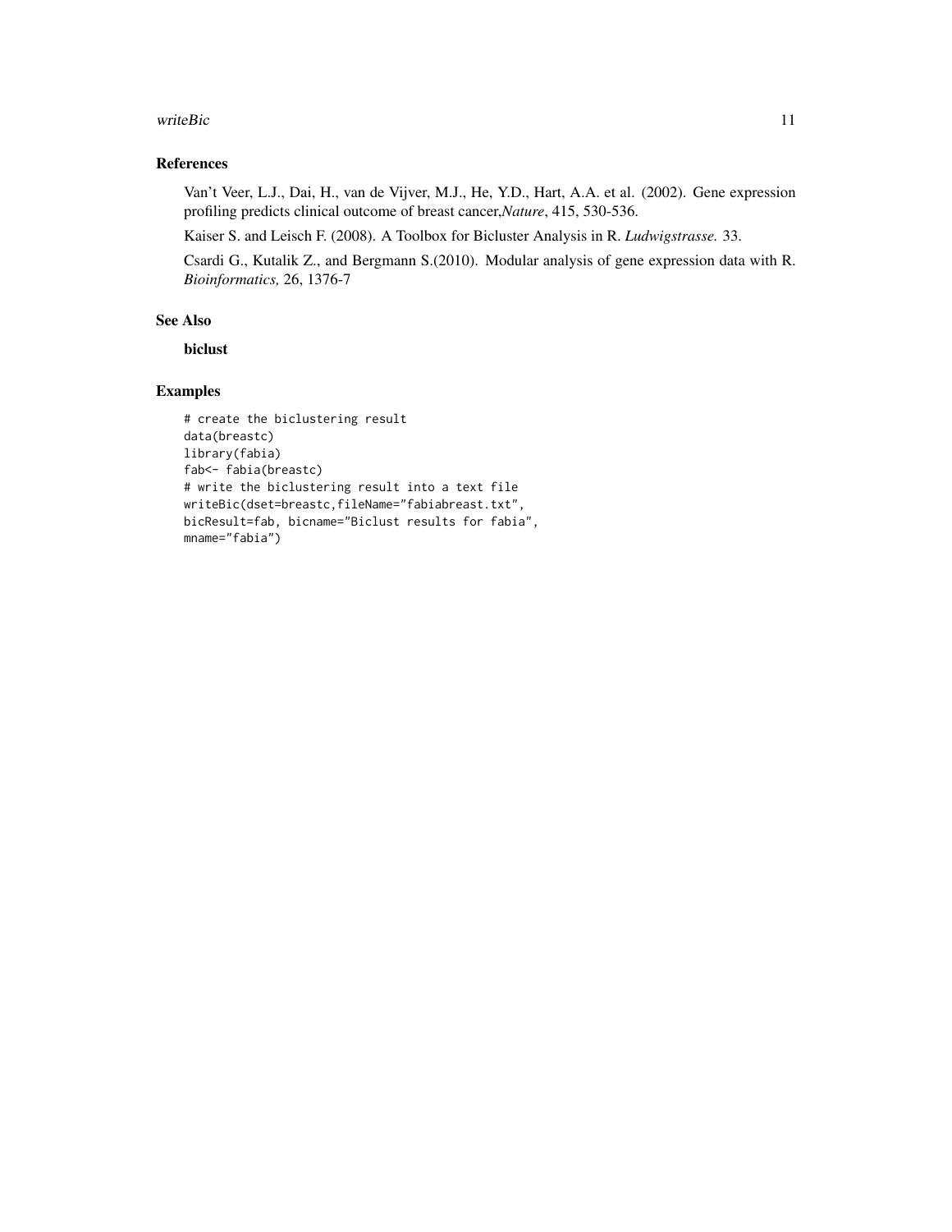## References

Van't Veer, L.J., Dai, H., van de Vijver, M.J., He, Y.D., Hart, A.A. et al. (2002). Gene expression profiling predicts clinical outcome of breast cancer,*Nature*, 415, 530-536.

Kaiser S. and Leisch F. (2008). A Toolbox for Bicluster Analysis in R. *Ludwigstrasse.* 33.

Csardi G., Kutalik Z., and Bergmann S.(2010). Modular analysis of gene expression data with R. *Bioinformatics,* 26, 1376-7

## See Also

**biclust**

## Examples

```
# create the biclustering result
data(breastc)
library(fabia)
fab<- fabia(breastc)
# write the biclustering result into a text file
writeBic(dset=breastc,fileName="fabiabreast.txt",
bicResult=fab, bicname="Biclust results for fabia",
mname="fabia")
```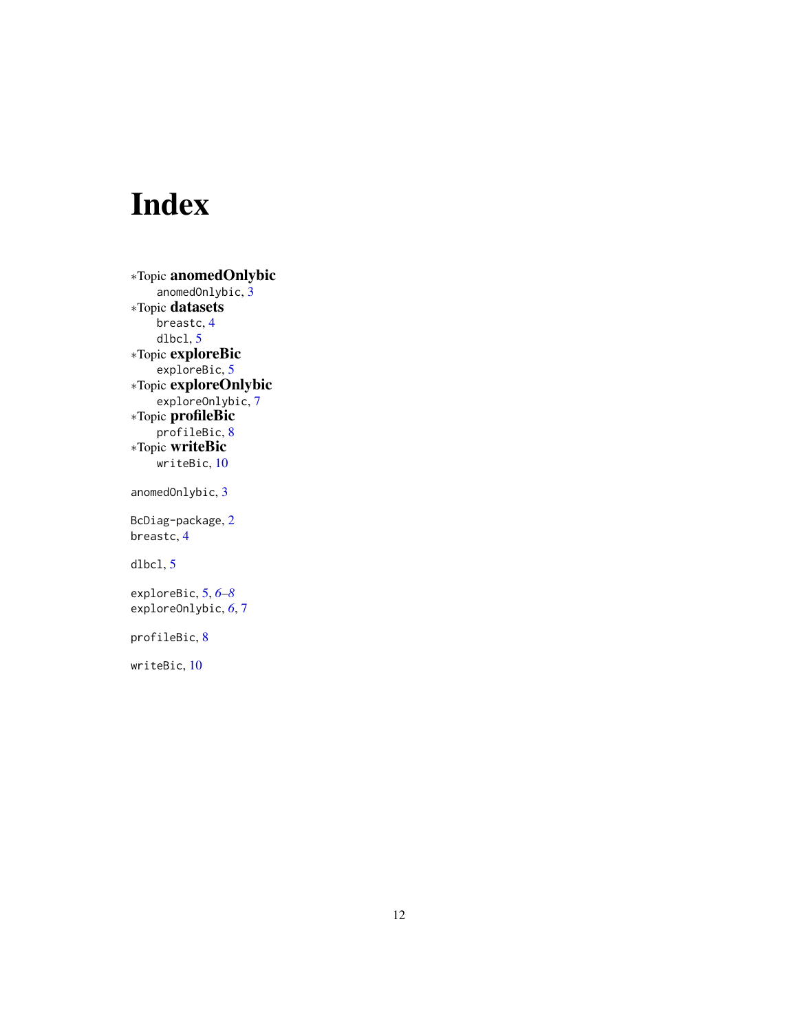# Index

*Topic **anomedOnlybic**
  anomedOnlybic, 3
*Topic **datasets**
  breastc, 4
  dlbcl, 5
*Topic **exploreBic**
  exploreBic, 5
*Topic **exploreOnlybic**
  exploreOnlybic, 7
*Topic **profileBic**
  profileBic, 8
*Topic **writeBic**
  writeBic, 10

anomedOnlybic, 3

BcDiag-package, 2
breastc, 4

dlbcl, 5

exploreBic, 5, *6–8*
exploreOnlybic, *6*, 7

profileBic, 8

writeBic, 10